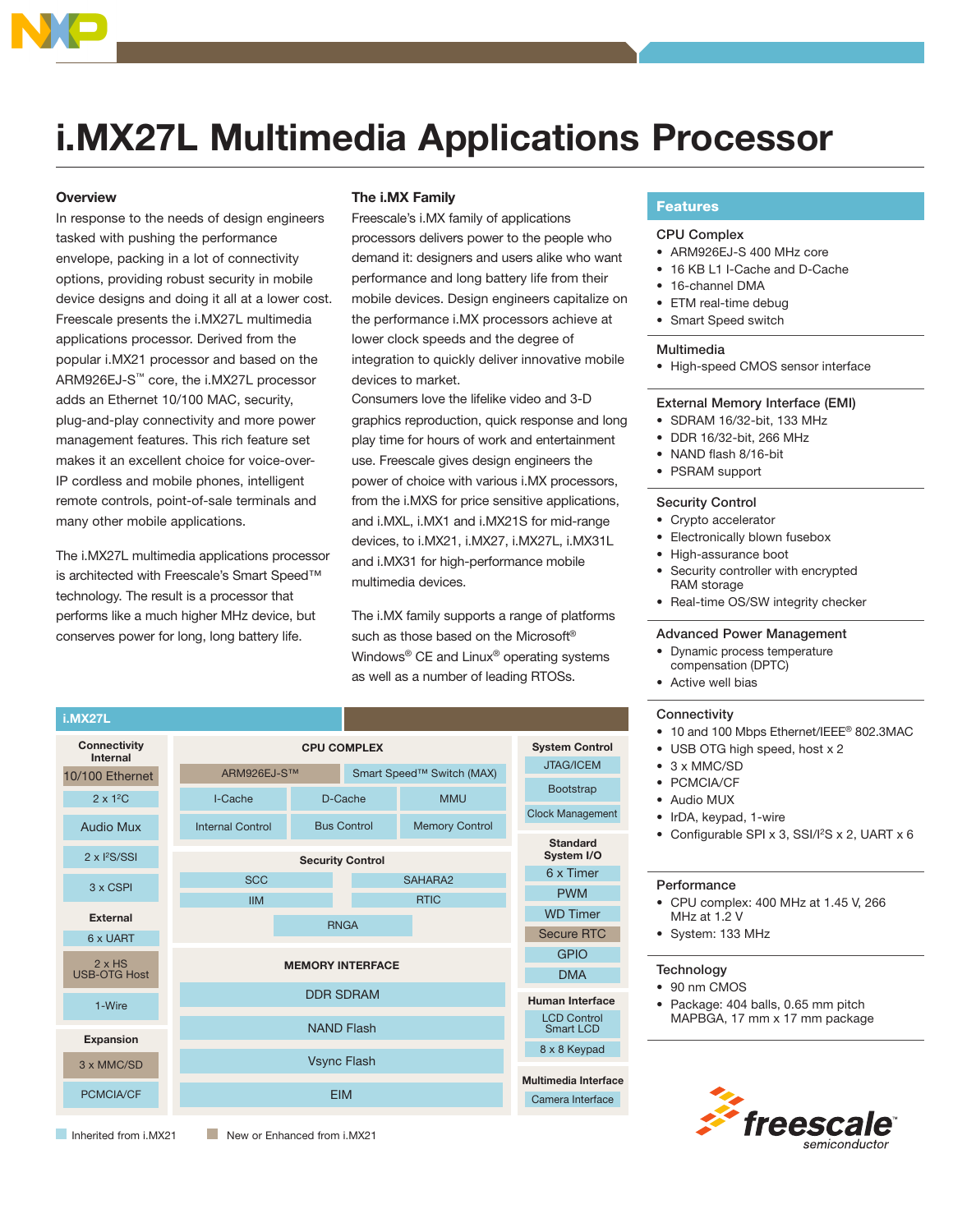# i.MX27L Multimedia Applications Processor

## Overview

In response to the needs of design engineers tasked with pushing the performance envelope, packing in a lot of connectivity options, providing robust security in mobile device designs and doing it all at a lower cost. Freescale presents the i.MX27L multimedia applications processor. Derived from the popular i.MX21 processor and based on the ARM926EJ-S™ core, the i.MX27L processor adds an Ethernet 10/100 MAC, security, plug-and-play connectivity and more power management features. This rich feature set makes it an excellent choice for voice-over-IP cordless and mobile phones, intelligent remote controls, point-of-sale terminals and many other mobile applications.

The i.MX27L multimedia applications processor is architected with Freescale's Smart Speed™ technology. The result is a processor that performs like a much higher MHz device, but conserves power for long, long battery life.

## The i.MX Family

Freescale's i.MX family of applications processors delivers power to the people who demand it: designers and users alike who want performance and long battery life from their mobile devices. Design engineers capitalize on the performance i.MX processors achieve at lower clock speeds and the degree of integration to quickly deliver innovative mobile devices to market.

Consumers love the lifelike video and 3-D graphics reproduction, quick response and long play time for hours of work and entertainment use. Freescale gives design engineers the power of choice with various i.MX processors, from the i.MXS for price sensitive applications, and i.MXL, i.MX1 and i.MX21S for mid-range devices, to i.MX21, i.MX27, i.MX27L, i.MX31L and i.MX31 for high-performance mobile multimedia devices.

The i.MX family supports a range of platforms such as those based on the Microsoft® Windows® CE and Linux® operating systems as well as a number of leading RTOSs.

## i.MX27L

**Connectivity Internal**
- 10/100 Ethernet
- 2 x I²C
- Audio Mux
- 2 x I²S/SSI
- 3 x CSPI

**External**
- 6 x UART
- 2 x HS USB-OTG Host
- 1-Wire

**Expansion**
- 3 x MMC/SD
- PCMCIA/CF

**CPU COMPLEX**
- ARM926EJ-S™
- Smart Speed™ Switch (MAX)
- I-Cache
- D-Cache
- MMU
- Internal Control
- Bus Control
- Memory Control

**Security Control**
- SCC
- SAHARA2
- IIM
- RTIC
- RNGA

**MEMORY INTERFACE**
- DDR SDRAM
- NAND Flash
- Vsync Flash
- EIM

**System Control**
- JTAG/ICEM
- Bootstrap
- Clock Management

**Standard System I/O**
- 6 x Timer
- PWM
- WD Timer
- Secure RTC
- GPIO
- DMA

**Human Interface**
- LCD Control Smart LCD
- 8 x 8 Keypad

**Multimedia Interface**
- Camera Interface

Inherited from i.MX21 | New or Enhanced from i.MX21

## Features

### CPU Complex
- ARM926EJ-S 400 MHz core
- 16 KB L1 I-Cache and D-Cache
- 16-channel DMA
- ETM real-time debug
- Smart Speed switch

### Multimedia
- High-speed CMOS sensor interface

### External Memory Interface (EMI)
- SDRAM 16/32-bit, 133 MHz
- DDR 16/32-bit, 266 MHz
- NAND flash 8/16-bit
- PSRAM support

### Security Control
- Crypto accelerator
- Electronically blown fusebox
- High-assurance boot
- Security controller with encrypted RAM storage
- Real-time OS/SW integrity checker

### Advanced Power Management
- Dynamic process temperature compensation (DPTC)
- Active well bias

### Connectivity
- 10 and 100 Mbps Ethernet/IEEE® 802.3MAC
- USB OTG high speed, host x 2
- 3 x MMC/SD
- PCMCIA/CF
- Audio MUX
- IrDA, keypad, 1-wire
- Configurable SPI x 3, SSI/I²S x 2, UART x 6

### Performance
- CPU complex: 400 MHz at 1.45 V, 266 MHz at 1.2 V
- System: 133 MHz

### Technology
- 90 nm CMOS
- Package: 404 balls, 0.65 mm pitch MAPBGA, 17 mm x 17 mm package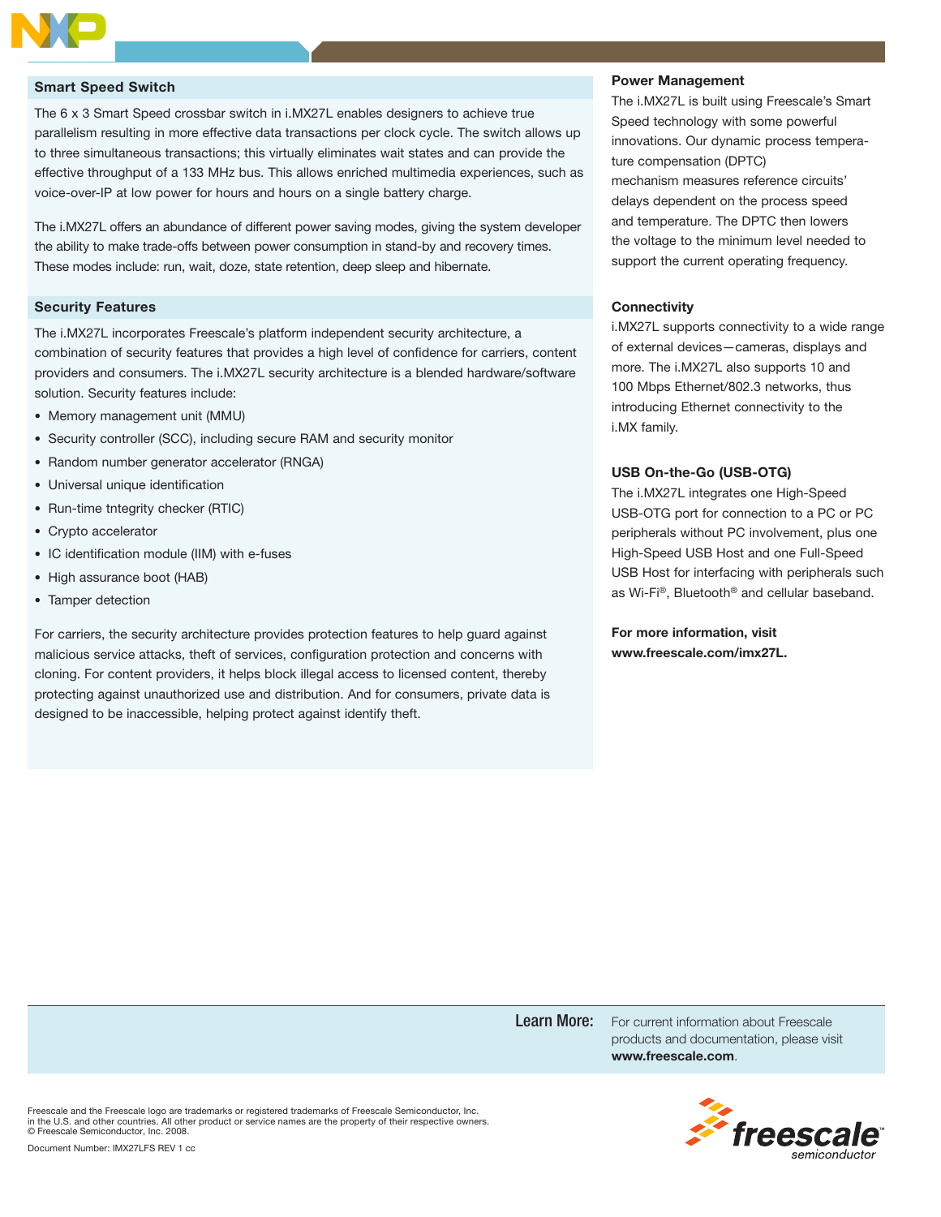## Smart Speed Switch

The 6 x 3 Smart Speed crossbar switch in i.MX27L enables designers to achieve true parallelism resulting in more effective data transactions per clock cycle. The switch allows up to three simultaneous transactions; this virtually eliminates wait states and can provide the effective throughput of a 133 MHz bus. This allows enriched multimedia experiences, such as voice-over-IP at low power for hours and hours on a single battery charge.

The i.MX27L offers an abundance of different power saving modes, giving the system developer the ability to make trade-offs between power consumption in stand-by and recovery times. These modes include: run, wait, doze, state retention, deep sleep and hibernate.

## Security Features

The i.MX27L incorporates Freescale's platform independent security architecture, a combination of security features that provides a high level of confidence for carriers, content providers and consumers. The i.MX27L security architecture is a blended hardware/software solution. Security features include:

- Memory management unit (MMU)
- Security controller (SCC), including secure RAM and security monitor
- Random number generator accelerator (RNGA)
- Universal unique identification
- Run-time tntegrity checker (RTIC)
- Crypto accelerator
- IC identification module (IIM) with e-fuses
- High assurance boot (HAB)
- Tamper detection

For carriers, the security architecture provides protection features to help guard against malicious service attacks, theft of services, configuration protection and concerns with cloning. For content providers, it helps block illegal access to licensed content, thereby protecting against unauthorized use and distribution. And for consumers, private data is designed to be inaccessible, helping protect against identify theft.

## Power Management

The i.MX27L is built using Freescale's Smart Speed technology with some powerful innovations. Our dynamic process temperature compensation (DPTC) mechanism measures reference circuits' delays dependent on the process speed and temperature. The DPTC then lowers the voltage to the minimum level needed to support the current operating frequency.

## Connectivity

i.MX27L supports connectivity to a wide range of external devices—cameras, displays and more. The i.MX27L also supports 10 and 100 Mbps Ethernet/802.3 networks, thus introducing Ethernet connectivity to the i.MX family.

## USB On-the-Go (USB-OTG)

The i.MX27L integrates one High-Speed USB-OTG port for connection to a PC or PC peripherals without PC involvement, plus one High-Speed USB Host and one Full-Speed USB Host for interfacing with peripherals such as Wi-Fi®, Bluetooth® and cellular baseband.

**For more information, visit www.freescale.com/imx27L.**

**Learn More:** For current information about Freescale products and documentation, please visit **www.freescale.com**.

Freescale and the Freescale logo are trademarks or registered trademarks of Freescale Semiconductor, Inc. in the U.S. and other countries. All other product or service names are the property of their respective owners. © Freescale Semiconductor, Inc. 2008.

Document Number: IMX27LFS REV 1 cc